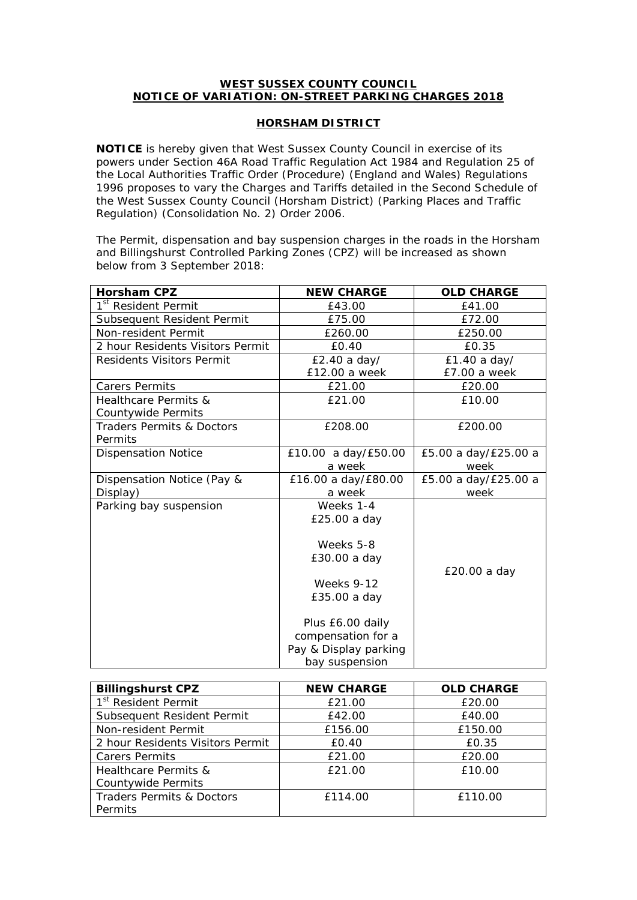**WEST SUSSEX COUNTY COUNCIL**
**NOTICE OF VARIATION: ON-STREET PARKING CHARGES 2018**

**HORSHAM DISTRICT**

**NOTICE** is hereby given that West Sussex County Council in exercise of its powers under Section 46A Road Traffic Regulation Act 1984 and Regulation 25 of the Local Authorities Traffic Order (Procedure) (England and Wales) Regulations 1996 proposes to vary the Charges and Tariffs detailed in the Second Schedule of the West Sussex County Council (Horsham District) (Parking Places and Traffic Regulation) (Consolidation No. 2) Order 2006.

The Permit, dispensation and bay suspension charges in the roads in the Horsham and Billingshurst Controlled Parking Zones (CPZ) will be increased as shown below from 3 September 2018:

| Horsham CPZ | NEW CHARGE | OLD CHARGE |
|---|---|---|
| 1st Resident Permit | £43.00 | £41.00 |
| Subsequent Resident Permit | £75.00 | £72.00 |
| Non-resident Permit | £260.00 | £250.00 |
| 2 hour Residents Visitors Permit | £0.40 | £0.35 |
| Residents Visitors Permit | £2.40 a day/ £12.00 a week | £1.40 a day/ £7.00 a week |
| Carers Permits | £21.00 | £20.00 |
| Healthcare Permits & Countywide Permits | £21.00 | £10.00 |
| Traders Permits & Doctors Permits | £208.00 | £200.00 |
| Dispensation Notice | £10.00 a day/£50.00 a week | £5.00 a day/£25.00 a week |
| Dispensation Notice (Pay & Display) | £16.00 a day/£80.00 a week | £5.00 a day/£25.00 a week |
| Parking bay suspension | Weeks 1-4 £25.00 a day<br><br>Weeks 5-8 £30.00 a day<br><br>Weeks 9-12 £35.00 a day<br><br>Plus £6.00 daily compensation for a Pay & Display parking bay suspension | £20.00 a day |

| Billingshurst CPZ | NEW CHARGE | OLD CHARGE |
|---|---|---|
| 1st Resident Permit | £21.00 | £20.00 |
| Subsequent Resident Permit | £42.00 | £40.00 |
| Non-resident Permit | £156.00 | £150.00 |
| 2 hour Residents Visitors Permit | £0.40 | £0.35 |
| Carers Permits | £21.00 | £20.00 |
| Healthcare Permits & Countywide Permits | £21.00 | £10.00 |
| Traders Permits & Doctors Permits | £114.00 | £110.00 |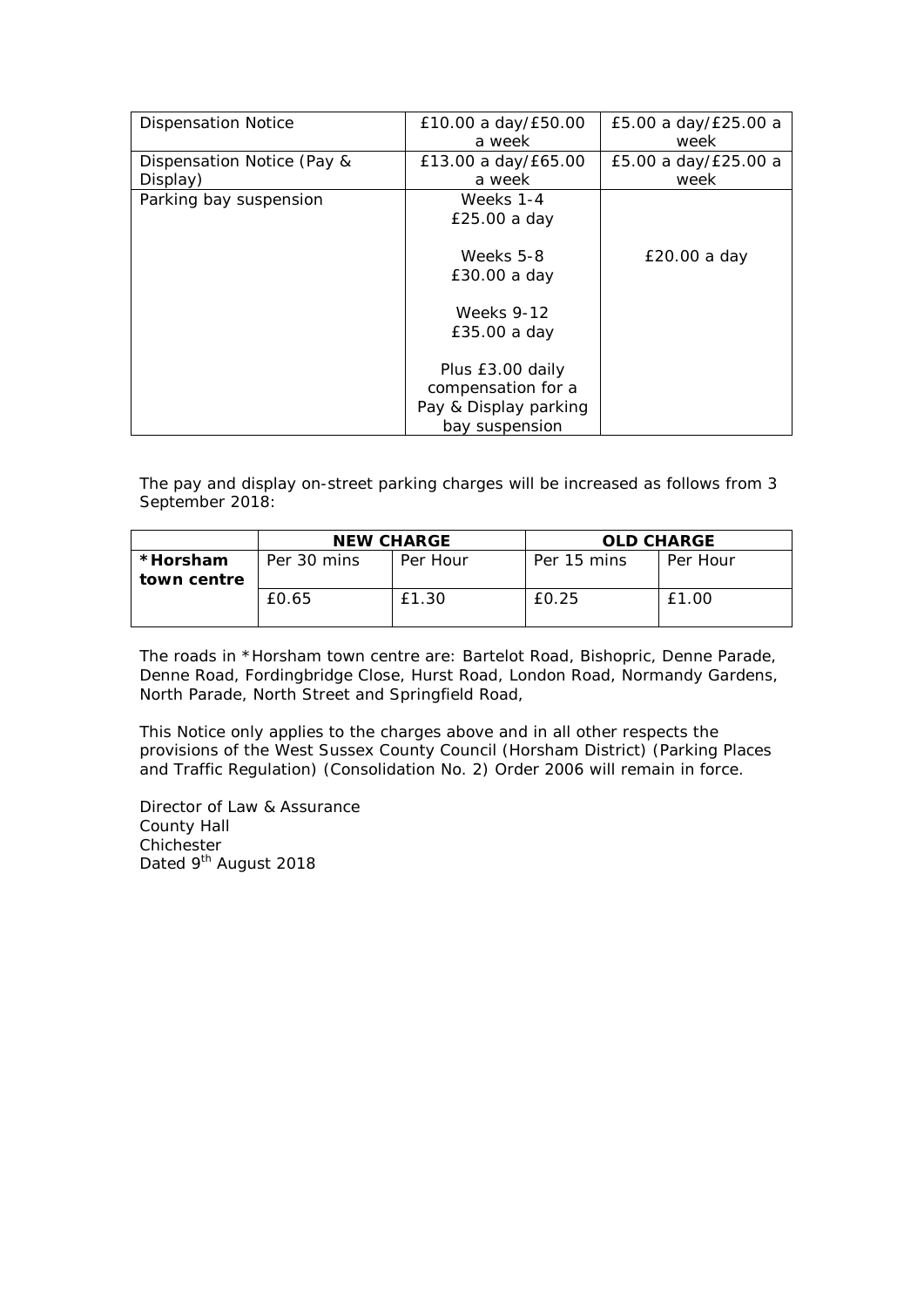| | | |
|---|---|---|
| Dispensation Notice | £10.00 a day/£50.00 a week | £5.00 a day/£25.00 a week |
| Dispensation Notice (Pay & Display) | £13.00 a day/£65.00 a week | £5.00 a day/£25.00 a week |
| Parking bay suspension | Weeks 1-4 £25.00 a day<br><br>Weeks 5-8 £30.00 a day<br><br>Weeks 9-12 £35.00 a day<br><br>Plus £3.00 daily compensation for a Pay & Display parking bay suspension | £20.00 a day |

The pay and display on-street parking charges will be increased as follows from 3 September 2018:

| | **NEW CHARGE** | | **OLD CHARGE** | |
|---|---|---|---|---|
| ***Horsham town centre** | Per 30 mins | Per Hour | Per 15 mins | Per Hour |
| | £0.65 | £1.30 | £0.25 | £1.00 |

The roads in *Horsham town centre are: Bartelot Road, Bishopric, Denne Parade, Denne Road, Fordingbridge Close, Hurst Road, London Road, Normandy Gardens, North Parade, North Street and Springfield Road,

This Notice only applies to the charges above and in all other respects the provisions of the West Sussex County Council (Horsham District) (Parking Places and Traffic Regulation) (Consolidation No. 2) Order 2006 will remain in force.

Director of Law & Assurance
County Hall
Chichester
Dated 9th August 2018